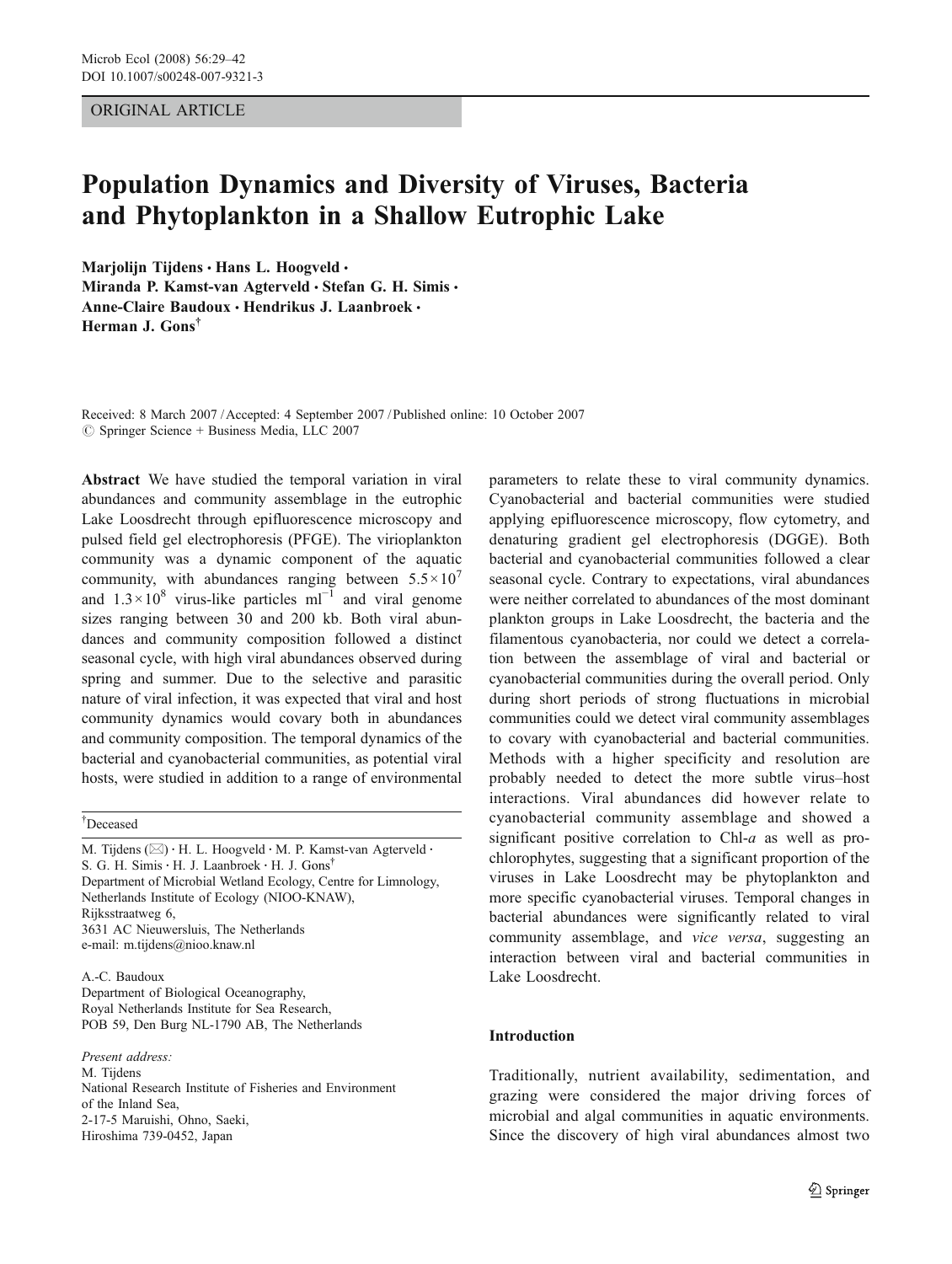ORIGINAL ARTICLE

# Population Dynamics and Diversity of Viruses, Bacteria and Phytoplankton in a Shallow Eutrophic Lake

Marjolijn Tijdens · Hans L. Hoogveld · Miranda P. Kamst-van Agterveld · Stefan G. H. Simis · Anne-Claire Baudoux · Hendrikus J. Laanbroek · Herman J. Gons†

Received: 8 March 2007 / Accepted: 4 September 2007 / Published online: 10 October 2007
© Springer Science + Business Media, LLC 2007

**Abstract** We have studied the temporal variation in viral abundances and community assemblage in the eutrophic Lake Loosdrecht through epifluorescence microscopy and pulsed field gel electrophoresis (PFGE). The virioplankton community was a dynamic component of the aquatic community, with abundances ranging between $5.5\times10^{7}$ and $1.3\times10^{8}$ virus-like particles $ml^{-1}$ and viral genome sizes ranging between 30 and 200 kb. Both viral abundances and community composition followed a distinct seasonal cycle, with high viral abundances observed during spring and summer. Due to the selective and parasitic nature of viral infection, it was expected that viral and host community dynamics would covary both in abundances and community composition. The temporal dynamics of the bacterial and cyanobacterial communities, as potential viral hosts, were studied in addition to a range of environmental parameters to relate these to viral community dynamics. Cyanobacterial and bacterial communities were studied applying epifluorescence microscopy, flow cytometry, and denaturing gradient gel electrophoresis (DGGE). Both bacterial and cyanobacterial communities followed a clear seasonal cycle. Contrary to expectations, viral abundances were neither correlated to abundances of the most dominant plankton groups in Lake Loosdrecht, the bacteria and the filamentous cyanobacteria, nor could we detect a correlation between the assemblage of viral and bacterial or cyanobacterial communities during the overall period. Only during short periods of strong fluctuations in microbial communities could we detect viral community assemblages to covary with cyanobacterial and bacterial communities. Methods with a higher specificity and resolution are probably needed to detect the more subtle virus–host interactions. Viral abundances did however relate to cyanobacterial community assemblage and showed a significant positive correlation to Chl-*a* as well as prochlorophytes, suggesting that a significant proportion of the viruses in Lake Loosdrecht may be phytoplankton and more specific cyanobacterial viruses. Temporal changes in bacterial abundances were significantly related to viral community assemblage, and *vice versa*, suggesting an interaction between viral and bacterial communities in Lake Loosdrecht.

†Deceased

M. Tijdens (✉) · H. L. Hoogveld · M. P. Kamst-van Agterveld · S. G. H. Simis · H. J. Laanbroek · H. J. Gons†
Department of Microbial Wetland Ecology, Centre for Limnology, Netherlands Institute of Ecology (NIOO-KNAW), Rijksstraatweg 6, 3631 AC Nieuwersluis, The Netherlands
e-mail: m.tijdens@nioo.knaw.nl

A.-C. Baudoux
Department of Biological Oceanography, Royal Netherlands Institute for Sea Research, POB 59, Den Burg NL-1790 AB, The Netherlands

*Present address:*
M. Tijdens
National Research Institute of Fisheries and Environment of the Inland Sea, 2-17-5 Maruishi, Ohno, Saeki, Hiroshima 739-0452, Japan

## Introduction

Traditionally, nutrient availability, sedimentation, and grazing were considered the major driving forces of microbial and algal communities in aquatic environments. Since the discovery of high viral abundances almost two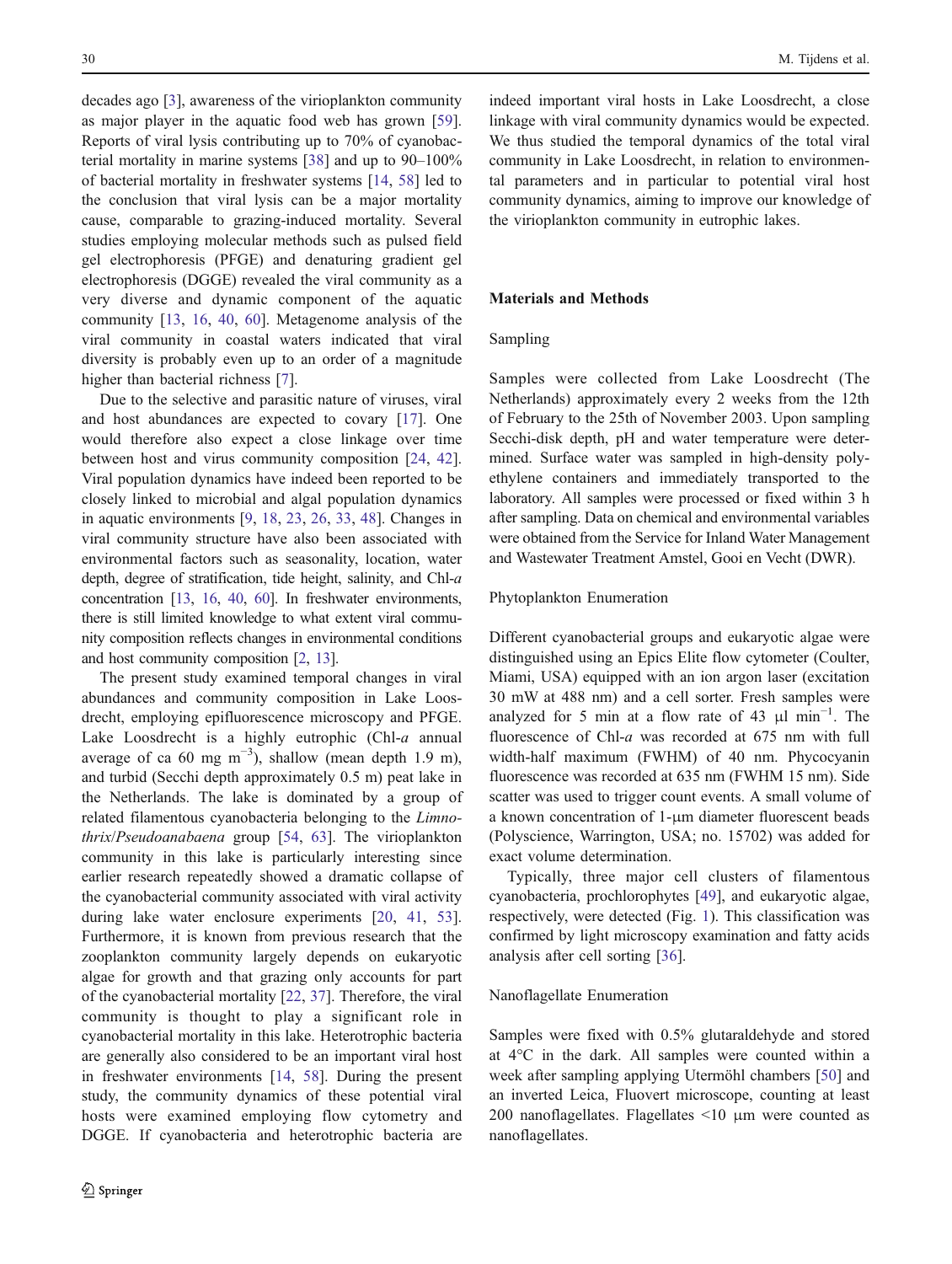decades ago [3], awareness of the virioplankton community as major player in the aquatic food web has grown [59]. Reports of viral lysis contributing up to 70% of cyanobacterial mortality in marine systems [38] and up to 90–100% of bacterial mortality in freshwater systems [14, 58] led to the conclusion that viral lysis can be a major mortality cause, comparable to grazing-induced mortality. Several studies employing molecular methods such as pulsed field gel electrophoresis (PFGE) and denaturing gradient gel electrophoresis (DGGE) revealed the viral community as a very diverse and dynamic component of the aquatic community [13, 16, 40, 60]. Metagenome analysis of the viral community in coastal waters indicated that viral diversity is probably even up to an order of a magnitude higher than bacterial richness [7].

Due to the selective and parasitic nature of viruses, viral and host abundances are expected to covary [17]. One would therefore also expect a close linkage over time between host and virus community composition [24, 42]. Viral population dynamics have indeed been reported to be closely linked to microbial and algal population dynamics in aquatic environments [9, 18, 23, 26, 33, 48]. Changes in viral community structure have also been associated with environmental factors such as seasonality, location, water depth, degree of stratification, tide height, salinity, and Chl-*a* concentration [13, 16, 40, 60]. In freshwater environments, there is still limited knowledge to what extent viral community composition reflects changes in environmental conditions and host community composition [2, 13].

The present study examined temporal changes in viral abundances and community composition in Lake Loosdrecht, employing epifluorescence microscopy and PFGE. Lake Loosdrecht is a highly eutrophic (Chl-*a* annual average of ca 60 mg m$^{-3}$), shallow (mean depth 1.9 m), and turbid (Secchi depth approximately 0.5 m) peat lake in the Netherlands. The lake is dominated by a group of related filamentous cyanobacteria belonging to the *Limnothrix*/*Pseudoanabaena* group [54, 63]. The virioplankton community in this lake is particularly interesting since earlier research repeatedly showed a dramatic collapse of the cyanobacterial community associated with viral activity during lake water enclosure experiments [20, 41, 53]. Furthermore, it is known from previous research that the zooplankton community largely depends on eukaryotic algae for growth and that grazing only accounts for part of the cyanobacterial mortality [22, 37]. Therefore, the viral community is thought to play a significant role in cyanobacterial mortality in this lake. Heterotrophic bacteria are generally also considered to be an important viral host in freshwater environments [14, 58]. During the present study, the community dynamics of these potential viral hosts were examined employing flow cytometry and DGGE. If cyanobacteria and heterotrophic bacteria are indeed important viral hosts in Lake Loosdrecht, a close linkage with viral community dynamics would be expected. We thus studied the temporal dynamics of the total viral community in Lake Loosdrecht, in relation to environmental parameters and in particular to potential viral host community dynamics, aiming to improve our knowledge of the virioplankton community in eutrophic lakes.

## Materials and Methods

### Sampling

Samples were collected from Lake Loosdrecht (The Netherlands) approximately every 2 weeks from the 12th of February to the 25th of November 2003. Upon sampling Secchi-disk depth, pH and water temperature were determined. Surface water was sampled in high-density polyethylene containers and immediately transported to the laboratory. All samples were processed or fixed within 3 h after sampling. Data on chemical and environmental variables were obtained from the Service for Inland Water Management and Wastewater Treatment Amstel, Gooi en Vecht (DWR).

### Phytoplankton Enumeration

Different cyanobacterial groups and eukaryotic algae were distinguished using an Epics Elite flow cytometer (Coulter, Miami, USA) equipped with an ion argon laser (excitation 30 mW at 488 nm) and a cell sorter. Fresh samples were analyzed for 5 min at a flow rate of 43 μl min$^{-1}$. The fluorescence of Chl-*a* was recorded at 675 nm with full width-half maximum (FWHM) of 40 nm. Phycocyanin fluorescence was recorded at 635 nm (FWHM 15 nm). Side scatter was used to trigger count events. A small volume of a known concentration of 1-μm diameter fluorescent beads (Polyscience, Warrington, USA; no. 15702) was added for exact volume determination.

Typically, three major cell clusters of filamentous cyanobacteria, prochlorophytes [49], and eukaryotic algae, respectively, were detected (Fig. 1). This classification was confirmed by light microscopy examination and fatty acids analysis after cell sorting [36].

### Nanoflagellate Enumeration

Samples were fixed with 0.5% glutaraldehyde and stored at 4°C in the dark. All samples were counted within a week after sampling applying Utermöhl chambers [50] and an inverted Leica, Fluovert microscope, counting at least 200 nanoflagellates. Flagellates <10 μm were counted as nanoflagellates.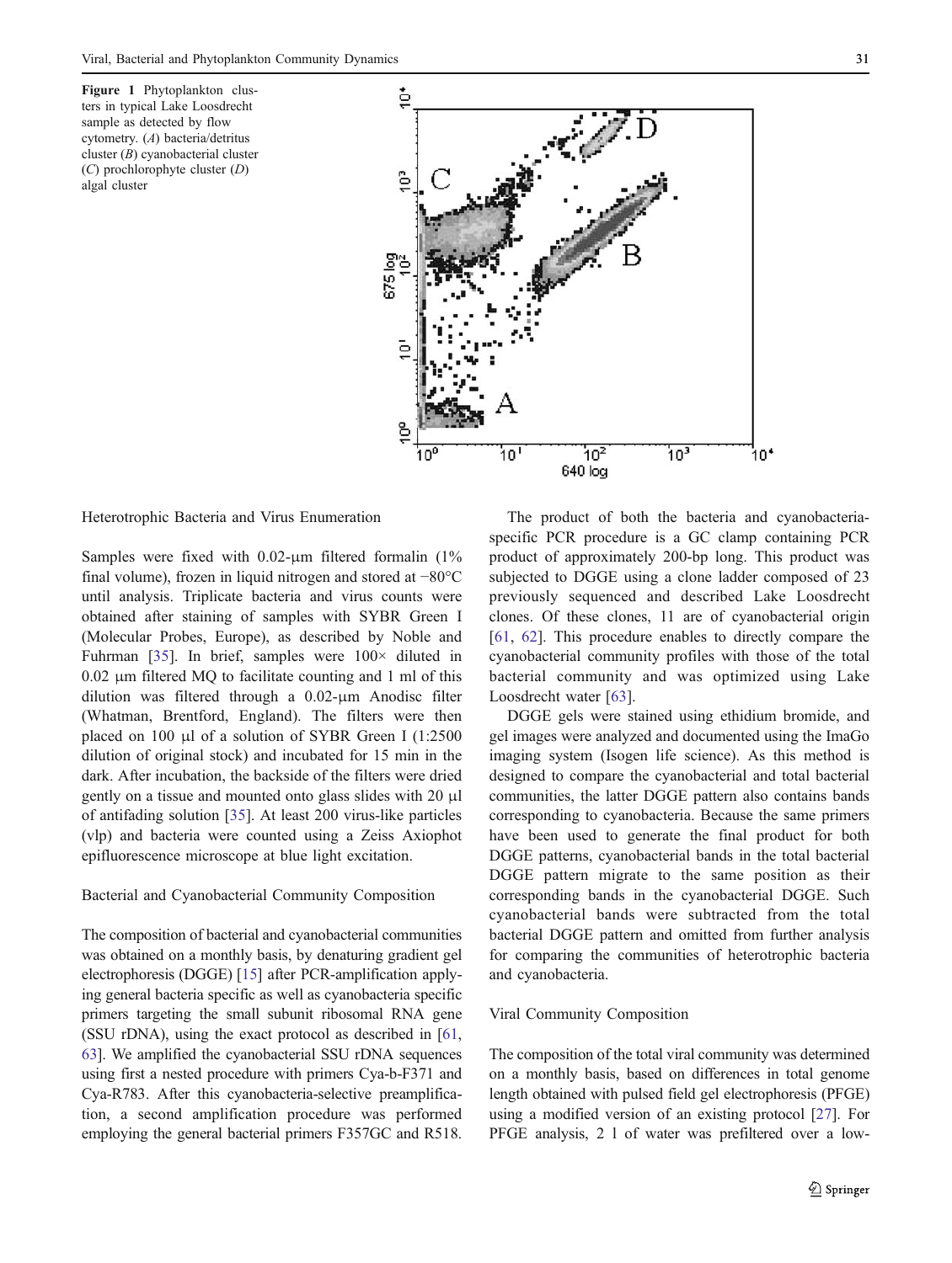**Figure 1** Phytoplankton clusters in typical Lake Loosdrecht sample as detected by flow cytometry. (*A*) bacteria/detritus cluster (*B*) cyanobacterial cluster (*C*) prochlorophyte cluster (*D*) algal cluster

Heterotrophic Bacteria and Virus Enumeration

Samples were fixed with 0.02-µm filtered formalin (1% final volume), frozen in liquid nitrogen and stored at −80°C until analysis. Triplicate bacteria and virus counts were obtained after staining of samples with SYBR Green I (Molecular Probes, Europe), as described by Noble and Fuhrman [35]. In brief, samples were 100× diluted in 0.02 µm filtered MQ to facilitate counting and 1 ml of this dilution was filtered through a 0.02-µm Anodisc filter (Whatman, Brentford, England). The filters were then placed on 100 µl of a solution of SYBR Green I (1:2500 dilution of original stock) and incubated for 15 min in the dark. After incubation, the backside of the filters were dried gently on a tissue and mounted onto glass slides with 20 µl of antifading solution [35]. At least 200 virus-like particles (vlp) and bacteria were counted using a Zeiss Axiophot epifluorescence microscope at blue light excitation.

Bacterial and Cyanobacterial Community Composition

The composition of bacterial and cyanobacterial communities was obtained on a monthly basis, by denaturing gradient gel electrophoresis (DGGE) [15] after PCR-amplification applying general bacteria specific as well as cyanobacteria specific primers targeting the small subunit ribosomal RNA gene (SSU rDNA), using the exact protocol as described in [61, 63]. We amplified the cyanobacterial SSU rDNA sequences using first a nested procedure with primers Cya-b-F371 and Cya-R783. After this cyanobacteria-selective preamplification, a second amplification procedure was performed employing the general bacterial primers F357GC and R518.

The product of both the bacteria and cyanobacteria-specific PCR procedure is a GC clamp containing PCR product of approximately 200-bp long. This product was subjected to DGGE using a clone ladder composed of 23 previously sequenced and described Lake Loosdrecht clones. Of these clones, 11 are of cyanobacterial origin [61, 62]. This procedure enables to directly compare the cyanobacterial community profiles with those of the total bacterial community and was optimized using Lake Loosdrecht water [63].

DGGE gels were stained using ethidium bromide, and gel images were analyzed and documented using the ImaGo imaging system (Isogen life science). As this method is designed to compare the cyanobacterial and total bacterial communities, the latter DGGE pattern also contains bands corresponding to cyanobacteria. Because the same primers have been used to generate the final product for both DGGE patterns, cyanobacterial bands in the total bacterial DGGE pattern migrate to the same position as their corresponding bands in the cyanobacterial DGGE. Such cyanobacterial bands were subtracted from the total bacterial DGGE pattern and omitted from further analysis for comparing the communities of heterotrophic bacteria and cyanobacteria.

Viral Community Composition

The composition of the total viral community was determined on a monthly basis, based on differences in total genome length obtained with pulsed field gel electrophoresis (PFGE) using a modified version of an existing protocol [27]. For PFGE analysis, 2 l of water was prefiltered over a low-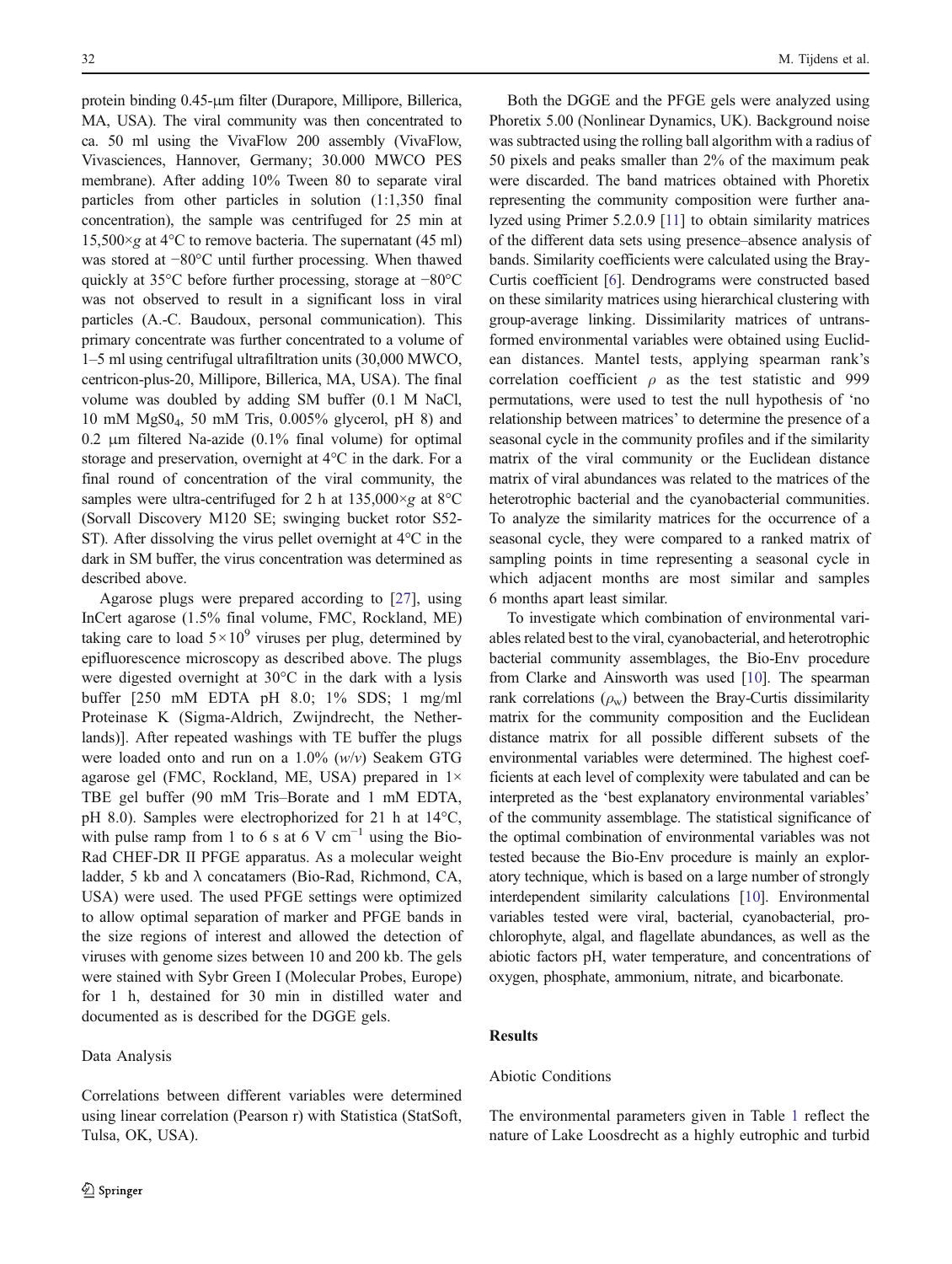protein binding 0.45-μm filter (Durapore, Millipore, Billerica, MA, USA). The viral community was then concentrated to ca. 50 ml using the VivaFlow 200 assembly (VivaFlow, Vivasciences, Hannover, Germany; 30.000 MWCO PES membrane). After adding 10% Tween 80 to separate viral particles from other particles in solution (1:1,350 final concentration), the sample was centrifuged for 25 min at 15,500×*g* at 4°C to remove bacteria. The supernatant (45 ml) was stored at −80°C until further processing. When thawed quickly at 35°C before further processing, storage at −80°C was not observed to result in a significant loss in viral particles (A.-C. Baudoux, personal communication). This primary concentrate was further concentrated to a volume of 1–5 ml using centrifugal ultrafiltration units (30,000 MWCO, centricon-plus-20, Millipore, Billerica, MA, USA). The final volume was doubled by adding SM buffer (0.1 M NaCl, 10 mM $MgSO_4$, 50 mM Tris, 0.005% glycerol, pH 8) and 0.2 μm filtered Na-azide (0.1% final volume) for optimal storage and preservation, overnight at 4°C in the dark. For a final round of concentration of the viral community, the samples were ultra-centrifuged for 2 h at 135,000×*g* at 8°C (Sorvall Discovery M120 SE; swinging bucket rotor S52-ST). After dissolving the virus pellet overnight at 4°C in the dark in SM buffer, the virus concentration was determined as described above.

Agarose plugs were prepared according to [27], using InCert agarose (1.5% final volume, FMC, Rockland, ME) taking care to load $5\times10^9$ viruses per plug, determined by epifluorescence microscopy as described above. The plugs were digested overnight at 30°C in the dark with a lysis buffer [250 mM EDTA pH 8.0; 1% SDS; 1 mg/ml Proteinase K (Sigma-Aldrich, Zwijndrecht, the Netherlands)]. After repeated washings with TE buffer the plugs were loaded onto and run on a 1.0% (*w*/*v*) Seakem GTG agarose gel (FMC, Rockland, ME, USA) prepared in 1× TBE gel buffer (90 mM Tris–Borate and 1 mM EDTA, pH 8.0). Samples were electrophorized for 21 h at 14°C, with pulse ramp from 1 to 6 s at 6 V $cm^{-1}$ using the Bio-Rad CHEF-DR II PFGE apparatus. As a molecular weight ladder, 5 kb and λ concatamers (Bio-Rad, Richmond, CA, USA) were used. The used PFGE settings were optimized to allow optimal separation of marker and PFGE bands in the size regions of interest and allowed the detection of viruses with genome sizes between 10 and 200 kb. The gels were stained with Sybr Green I (Molecular Probes, Europe) for 1 h, destained for 30 min in distilled water and documented as is described for the DGGE gels.

### Data Analysis

Correlations between different variables were determined using linear correlation (Pearson r) with Statistica (StatSoft, Tulsa, OK, USA).

Both the DGGE and the PFGE gels were analyzed using Phoretix 5.00 (Nonlinear Dynamics, UK). Background noise was subtracted using the rolling ball algorithm with a radius of 50 pixels and peaks smaller than 2% of the maximum peak were discarded. The band matrices obtained with Phoretix representing the community composition were further analyzed using Primer 5.2.0.9 [11] to obtain similarity matrices of the different data sets using presence–absence analysis of bands. Similarity coefficients were calculated using the Bray-Curtis coefficient [6]. Dendrograms were constructed based on these similarity matrices using hierarchical clustering with group-average linking. Dissimilarity matrices of untransformed environmental variables were obtained using Euclidean distances. Mantel tests, applying spearman rank's correlation coefficient $\rho$ as the test statistic and 999 permutations, were used to test the null hypothesis of 'no relationship between matrices' to determine the presence of a seasonal cycle in the community profiles and if the similarity matrix of the viral community or the Euclidean distance matrix of viral abundances was related to the matrices of the heterotrophic bacterial and the cyanobacterial communities. To analyze the similarity matrices for the occurrence of a seasonal cycle, they were compared to a ranked matrix of sampling points in time representing a seasonal cycle in which adjacent months are most similar and samples 6 months apart least similar.

To investigate which combination of environmental variables related best to the viral, cyanobacterial, and heterotrophic bacterial community assemblages, the Bio-Env procedure from Clarke and Ainsworth was used [10]. The spearman rank correlations ($\rho_w$) between the Bray-Curtis dissimilarity matrix for the community composition and the Euclidean distance matrix for all possible different subsets of the environmental variables were determined. The highest coefficients at each level of complexity were tabulated and can be interpreted as the 'best explanatory environmental variables' of the community assemblage. The statistical significance of the optimal combination of environmental variables was not tested because the Bio-Env procedure is mainly an exploratory technique, which is based on a large number of strongly interdependent similarity calculations [10]. Environmental variables tested were viral, bacterial, cyanobacterial, prochlorophyte, algal, and flagellate abundances, as well as the abiotic factors pH, water temperature, and concentrations of oxygen, phosphate, ammonium, nitrate, and bicarbonate.

## Results

### Abiotic Conditions

The environmental parameters given in Table 1 reflect the nature of Lake Loosdrecht as a highly eutrophic and turbid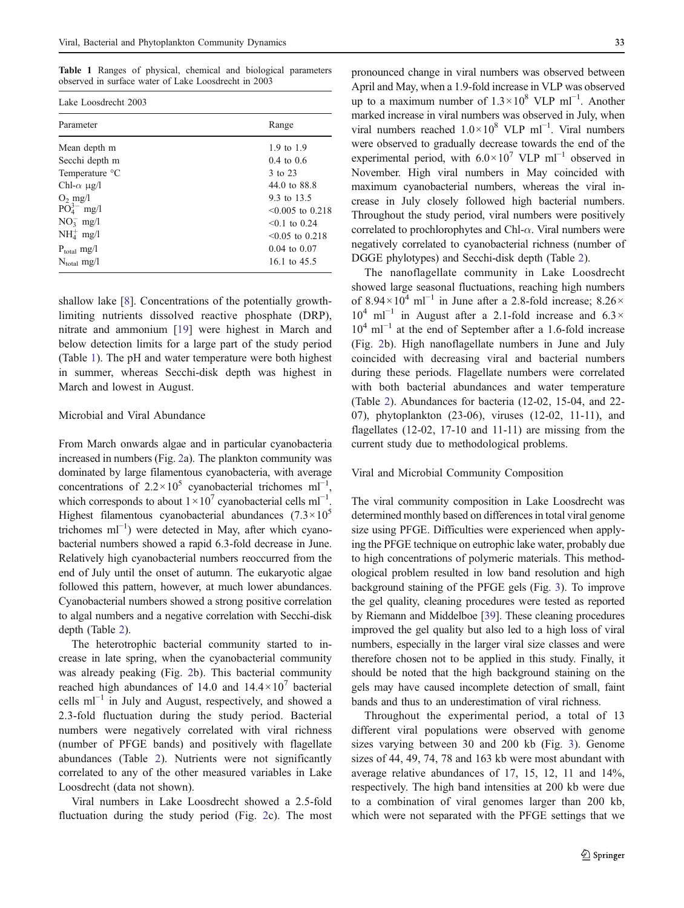**Table 1** Ranges of physical, chemical and biological parameters observed in surface water of Lake Loosdrecht in 2003

| Lake Loosdrecht 2003 | |
|---|---|
| Parameter | Range |
| Mean depth m | 1.9 to 1.9 |
| Secchi depth m | 0.4 to 0.6 |
| Temperature °C | 3 to 23 |
| Chl-$\alpha$ μg/l | 44.0 to 88.8 |
| $O_2$ mg/l | 9.3 to 13.5 |
| $PO_4^{3-}$ mg/l | <0.005 to 0.218 |
| $NO_3^-$ mg/l | <0.1 to 0.24 |
| $NH_4^+$ mg/l | <0.05 to 0.218 |
| $P_{total}$ mg/l | 0.04 to 0.07 |
| $N_{total}$ mg/l | 16.1 to 45.5 |

shallow lake [8]. Concentrations of the potentially growth-limiting nutrients dissolved reactive phosphate (DRP), nitrate and ammonium [19] were highest in March and below detection limits for a large part of the study period (Table 1). The pH and water temperature were both highest in summer, whereas Secchi-disk depth was highest in March and lowest in August.

## Microbial and Viral Abundance

From March onwards algae and in particular cyanobacteria increased in numbers (Fig. 2a). The plankton community was dominated by large filamentous cyanobacteria, with average concentrations of $2.2\times10^5$ cyanobacterial trichomes ml$^{-1}$, which corresponds to about $1\times10^7$ cyanobacterial cells ml$^{-1}$. Highest filamentous cyanobacterial abundances ($7.3\times10^5$ trichomes ml$^{-1}$) were detected in May, after which cyanobacterial numbers showed a rapid 6.3-fold decrease in June. Relatively high cyanobacterial numbers reoccurred from the end of July until the onset of autumn. The eukaryotic algae followed this pattern, however, at much lower abundances. Cyanobacterial numbers showed a strong positive correlation to algal numbers and a negative correlation with Secchi-disk depth (Table 2).

The heterotrophic bacterial community started to increase in late spring, when the cyanobacterial community was already peaking (Fig. 2b). This bacterial community reached high abundances of 14.0 and $14.4\times10^7$ bacterial cells ml$^{-1}$ in July and August, respectively, and showed a 2.3-fold fluctuation during the study period. Bacterial numbers were negatively correlated with viral richness (number of PFGE bands) and positively with flagellate abundances (Table 2). Nutrients were not significantly correlated to any of the other measured variables in Lake Loosdrecht (data not shown).

Viral numbers in Lake Loosdrecht showed a 2.5-fold fluctuation during the study period (Fig. 2c). The most pronounced change in viral numbers was observed between April and May, when a 1.9-fold increase in VLP was observed up to a maximum number of $1.3\times10^8$ VLP ml$^{-1}$. Another marked increase in viral numbers was observed in July, when viral numbers reached $1.0\times10^8$ VLP ml$^{-1}$. Viral numbers were observed to gradually decrease towards the end of the experimental period, with $6.0\times10^7$ VLP ml$^{-1}$ observed in November. High viral numbers in May coincided with maximum cyanobacterial numbers, whereas the viral increase in July closely followed high bacterial numbers. Throughout the study period, viral numbers were positively correlated to prochlorophytes and Chl-$\alpha$. Viral numbers were negatively correlated to cyanobacterial richness (number of DGGE phylotypes) and Secchi-disk depth (Table 2).

The nanoflagellate community in Lake Loosdrecht showed large seasonal fluctuations, reaching high numbers of $8.94\times10^4$ ml$^{-1}$ in June after a 2.8-fold increase; $8.26\times10^4$ ml$^{-1}$ in August after a 2.1-fold increase and $6.3\times10^4$ ml$^{-1}$ at the end of September after a 1.6-fold increase (Fig. 2b). High nanoflagellate numbers in June and July coincided with decreasing viral and bacterial numbers during these periods. Flagellate numbers were correlated with both bacterial abundances and water temperature (Table 2). Abundances for bacteria (12-02, 15-04, and 22-07), phytoplankton (23-06), viruses (12-02, 11-11), and flagellates (12-02, 17-10 and 11-11) are missing from the current study due to methodological problems.

## Viral and Microbial Community Composition

The viral community composition in Lake Loosdrecht was determined monthly based on differences in total viral genome size using PFGE. Difficulties were experienced when applying the PFGE technique on eutrophic lake water, probably due to high concentrations of polymeric materials. This methodological problem resulted in low band resolution and high background staining of the PFGE gels (Fig. 3). To improve the gel quality, cleaning procedures were tested as reported by Riemann and Middelboe [39]. These cleaning procedures improved the gel quality but also led to a high loss of viral numbers, especially in the larger viral size classes and were therefore chosen not to be applied in this study. Finally, it should be noted that the high background staining on the gels may have caused incomplete detection of small, faint bands and thus to an underestimation of viral richness.

Throughout the experimental period, a total of 13 different viral populations were observed with genome sizes varying between 30 and 200 kb (Fig. 3). Genome sizes of 44, 49, 74, 78 and 163 kb were most abundant with average relative abundances of 17, 15, 12, 11 and 14%, respectively. The high band intensities at 200 kb were due to a combination of viral genomes larger than 200 kb, which were not separated with the PFGE settings that we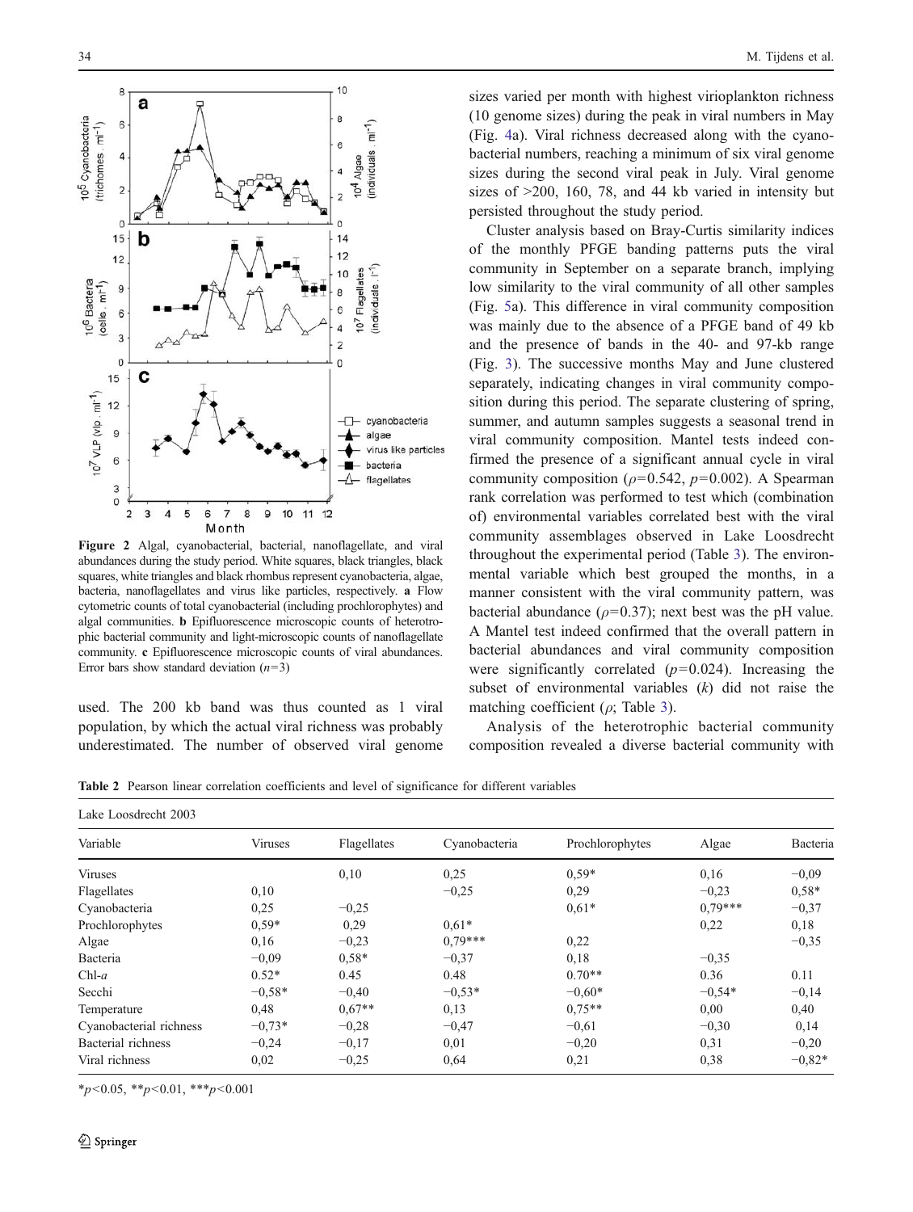Figure 2 Algal, cyanobacterial, bacterial, nanoflagellate, and viral abundances during the study period. White squares, black triangles, black squares, white triangles and black rhombus represent cyanobacteria, algae, bacteria, nanoflagellates and virus like particles, respectively. **a** Flow cytometric counts of total cyanobacterial (including prochlorophytes) and algal communities. **b** Epifluorescence microscopic counts of heterotrophic bacterial community and light-microscopic counts of nanoflagellate community. **c** Epifluorescence microscopic counts of viral abundances. Error bars show standard deviation ($n$=3)

used. The 200 kb band was thus counted as 1 viral population, by which the actual viral richness was probably underestimated. The number of observed viral genome sizes varied per month with highest virioplankton richness (10 genome sizes) during the peak in viral numbers in May (Fig. 4a). Viral richness decreased along with the cyanobacterial numbers, reaching a minimum of six viral genome sizes during the second viral peak in July. Viral genome sizes of >200, 160, 78, and 44 kb varied in intensity but persisted throughout the study period.

Cluster analysis based on Bray-Curtis similarity indices of the monthly PFGE banding patterns puts the viral community in September on a separate branch, implying low similarity to the viral community of all other samples (Fig. 5a). This difference in viral community composition was mainly due to the absence of a PFGE band of 49 kb and the presence of bands in the 40- and 97-kb range (Fig. 3). The successive months May and June clustered separately, indicating changes in viral community composition during this period. The separate clustering of spring, summer, and autumn samples suggests a seasonal trend in viral community composition. Mantel tests indeed confirmed the presence of a significant annual cycle in viral community composition ($\rho$=0.542, $p$=0.002). A Spearman rank correlation was performed to test which (combination of) environmental variables correlated best with the viral community assemblages observed in Lake Loosdrecht throughout the experimental period (Table 3). The environmental variable which best grouped the months, in a manner consistent with the viral community pattern, was bacterial abundance ($\rho$=0.37); next best was the pH value. A Mantel test indeed confirmed that the overall pattern in bacterial abundances and viral community composition were significantly correlated ($p$=0.024). Increasing the subset of environmental variables ($k$) did not raise the matching coefficient ($\rho$; Table 3).

Analysis of the heterotrophic bacterial community composition revealed a diverse bacterial community with

**Table 2** Pearson linear correlation coefficients and level of significance for different variables

| Lake Loosdrecht 2003 | | | | | | |
|---|---|---|---|---|---|---|
| Variable | Viruses | Flagellates | Cyanobacteria | Prochlorophytes | Algae | Bacteria |
| Viruses | | 0,10 | 0,25 | 0,59* | 0,16 | −0,09 |
| Flagellates | 0,10 | | −0,25 | 0,29 | −0,23 | 0,58* |
| Cyanobacteria | 0,25 | −0,25 | | 0,61* | 0,79*** | −0,37 |
| Prochlorophytes | 0,59* | 0,29 | 0,61* | | 0,22 | 0,18 |
| Algae | 0,16 | −0,23 | 0,79*** | 0,22 | | −0,35 |
| Bacteria | −0,09 | 0,58* | −0,37 | 0,18 | −0,35 | |
| Chl-*a* | 0.52* | 0.45 | 0.48 | 0.70** | 0.36 | 0.11 |
| Secchi | −0,58* | −0,40 | −0,53* | −0,60* | −0,54* | −0,14 |
| Temperature | 0,48 | 0,67** | 0,13 | 0,75** | 0,00 | 0,40 |
| Cyanobacterial richness | −0,73* | −0,28 | −0,47 | −0,61 | −0,30 | 0,14 |
| Bacterial richness | −0,24 | −0,17 | 0,01 | −0,20 | 0,31 | −0,20 |
| Viral richness | 0,02 | −0,25 | 0,64 | 0,21 | 0,38 | −0,82* |

*$p$<0.05, **$p$<0.01, ***$p$<0.001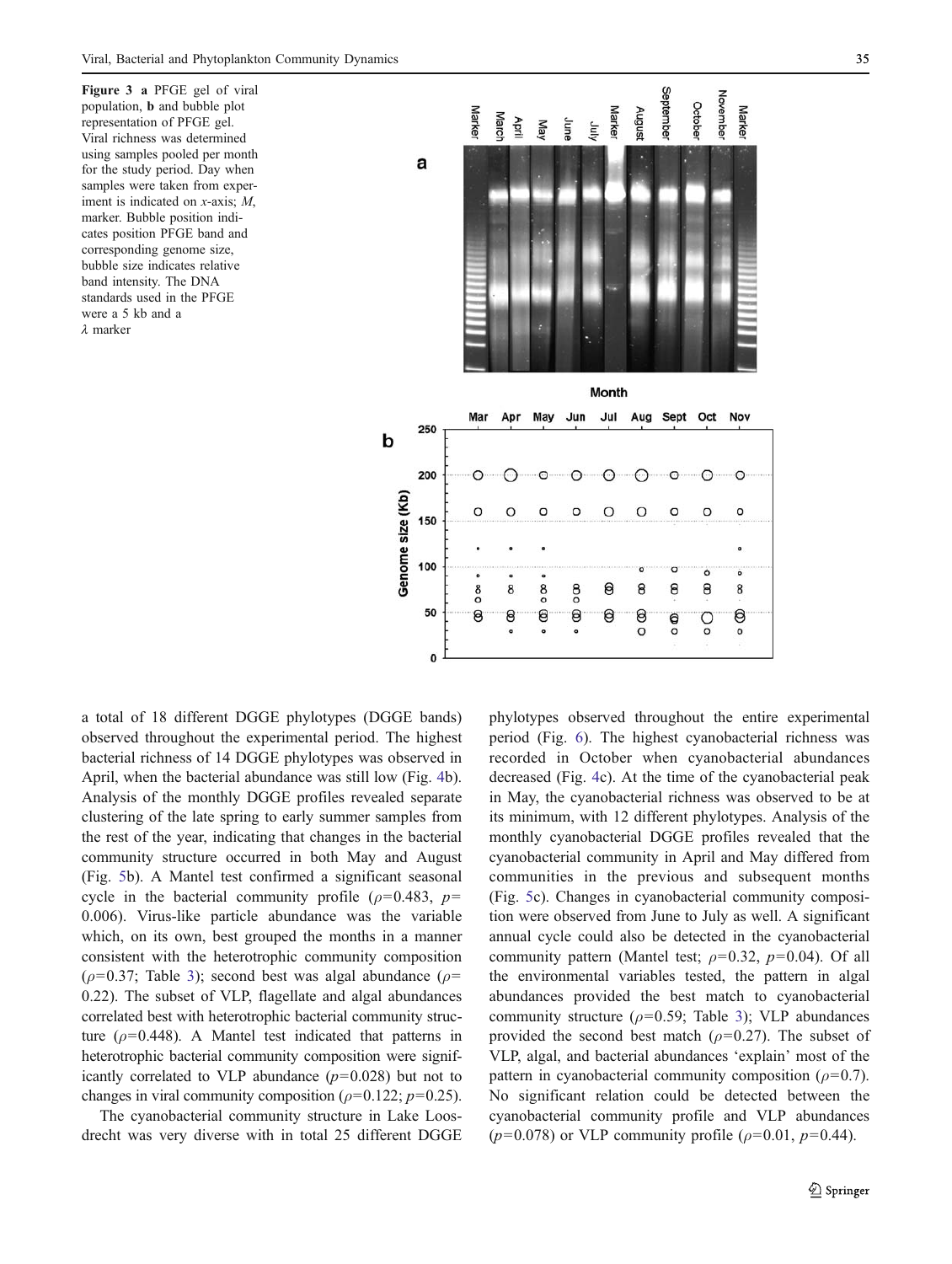Figure 3 **a** PFGE gel of viral population, **b** and bubble plot representation of PFGE gel. Viral richness was determined using samples pooled per month for the study period. Day when samples were taken from experiment is indicated on *x*-axis; *M*, marker. Bubble position indicates position PFGE band and corresponding genome size, bubble size indicates relative band intensity. The DNA standards used in the PFGE were a 5 kb and a λ marker

a total of 18 different DGGE phylotypes (DGGE bands) observed throughout the experimental period. The highest bacterial richness of 14 DGGE phylotypes was observed in April, when the bacterial abundance was still low (Fig. 4b). Analysis of the monthly DGGE profiles revealed separate clustering of the late spring to early summer samples from the rest of the year, indicating that changes in the bacterial community structure occurred in both May and August (Fig. 5b). A Mantel test confirmed a significant seasonal cycle in the bacterial community profile ($\rho$=0.483, $p$=0.006). Virus-like particle abundance was the variable which, on its own, best grouped the months in a manner consistent with the heterotrophic community composition ($\rho$=0.37; Table 3); second best was algal abundance ($\rho$=0.22). The subset of VLP, flagellate and algal abundances correlated best with heterotrophic bacterial community structure ($\rho$=0.448). A Mantel test indicated that patterns in heterotrophic bacterial community composition were significantly correlated to VLP abundance ($p$=0.028) but not to changes in viral community composition ($\rho$=0.122; $p$=0.25).

The cyanobacterial community structure in Lake Loosdrecht was very diverse with in total 25 different DGGE phylotypes observed throughout the entire experimental period (Fig. 6). The highest cyanobacterial richness was recorded in October when cyanobacterial abundances decreased (Fig. 4c). At the time of the cyanobacterial peak in May, the cyanobacterial richness was observed to be at its minimum, with 12 different phylotypes. Analysis of the monthly cyanobacterial DGGE profiles revealed that the cyanobacterial community in April and May differed from communities in the previous and subsequent months (Fig. 5c). Changes in cyanobacterial community composition were observed from June to July as well. A significant annual cycle could also be detected in the cyanobacterial community pattern (Mantel test; $\rho$=0.32, $p$=0.04). Of all the environmental variables tested, the pattern in algal abundances provided the best match to cyanobacterial community structure ($\rho$=0.59; Table 3); VLP abundances provided the second best match ($\rho$=0.27). The subset of VLP, algal, and bacterial abundances 'explain' most of the pattern in cyanobacterial community composition ($\rho$=0.7). No significant relation could be detected between the cyanobacterial community profile and VLP abundances ($p$=0.078) or VLP community profile ($\rho$=0.01, $p$=0.44).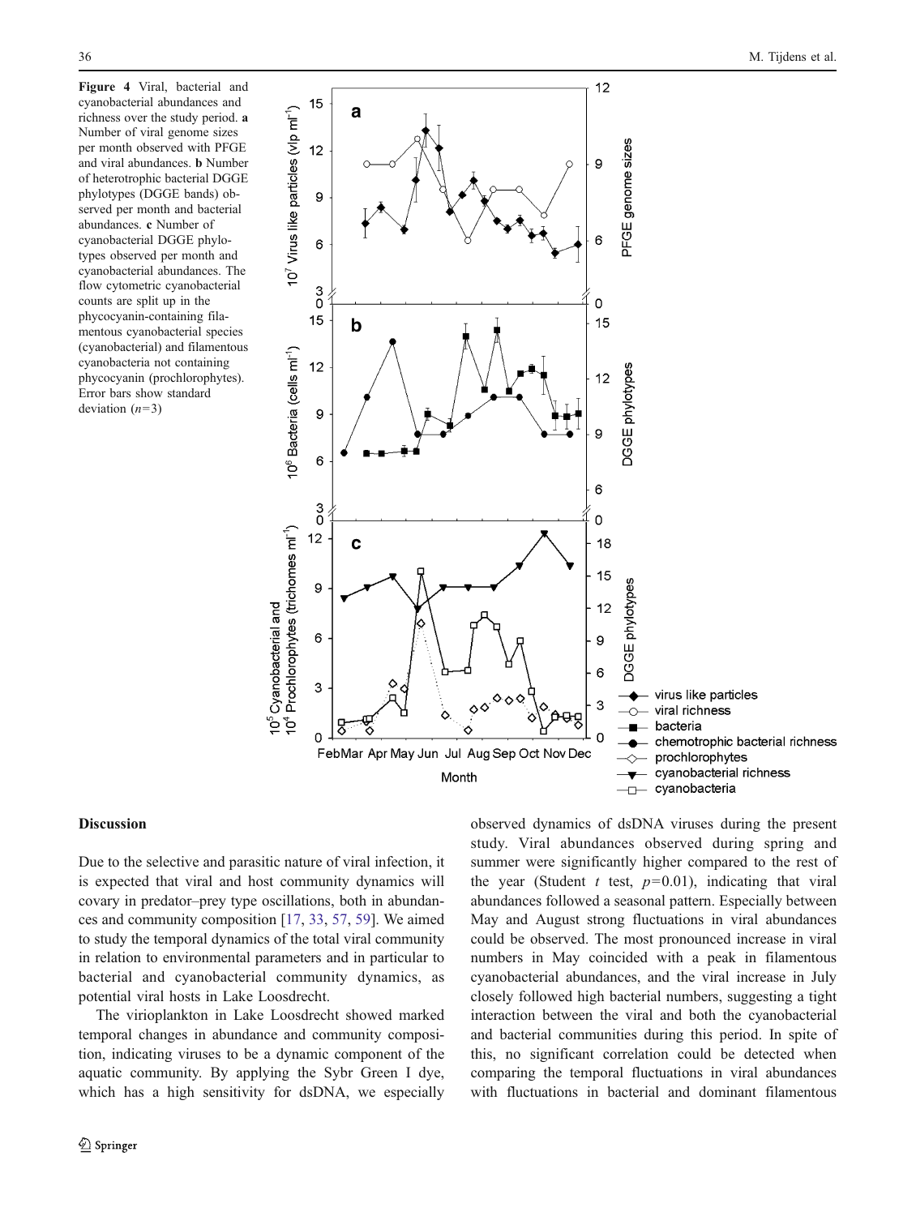**Figure 4** Viral, bacterial and cyanobacterial abundances and richness over the study period. **a** Number of viral genome sizes per month observed with PFGE and viral abundances. **b** Number of heterotrophic bacterial DGGE phylotypes (DGGE bands) observed per month and bacterial abundances. **c** Number of cyanobacterial DGGE phylotypes observed per month and cyanobacterial abundances. The flow cytometric cyanobacterial counts are split up in the phycocyanin-containing filamentous cyanobacterial species (cyanobacterial) and filamentous cyanobacteria not containing phycocyanin (prochlorophytes). Error bars show standard deviation ($n$=3)

## Discussion

Due to the selective and parasitic nature of viral infection, it is expected that viral and host community dynamics will covary in predator–prey type oscillations, both in abundances and community composition [17, 33, 57, 59]. We aimed to study the temporal dynamics of the total viral community in relation to environmental parameters and in particular to bacterial and cyanobacterial community dynamics, as potential viral hosts in Lake Loosdrecht.

The virioplankton in Lake Loosdrecht showed marked temporal changes in abundance and community composition, indicating viruses to be a dynamic component of the aquatic community. By applying the Sybr Green I dye, which has a high sensitivity for dsDNA, we especially observed dynamics of dsDNA viruses during the present study. Viral abundances observed during spring and summer were significantly higher compared to the rest of the year (Student $t$ test, $p$=0.01), indicating that viral abundances followed a seasonal pattern. Especially between May and August strong fluctuations in viral abundances could be observed. The most pronounced increase in viral numbers in May coincided with a peak in filamentous cyanobacterial abundances, and the viral increase in July closely followed high bacterial numbers, suggesting a tight interaction between the viral and both the cyanobacterial and bacterial communities during this period. In spite of this, no significant correlation could be detected when comparing the temporal fluctuations in viral abundances with fluctuations in bacterial and dominant filamentous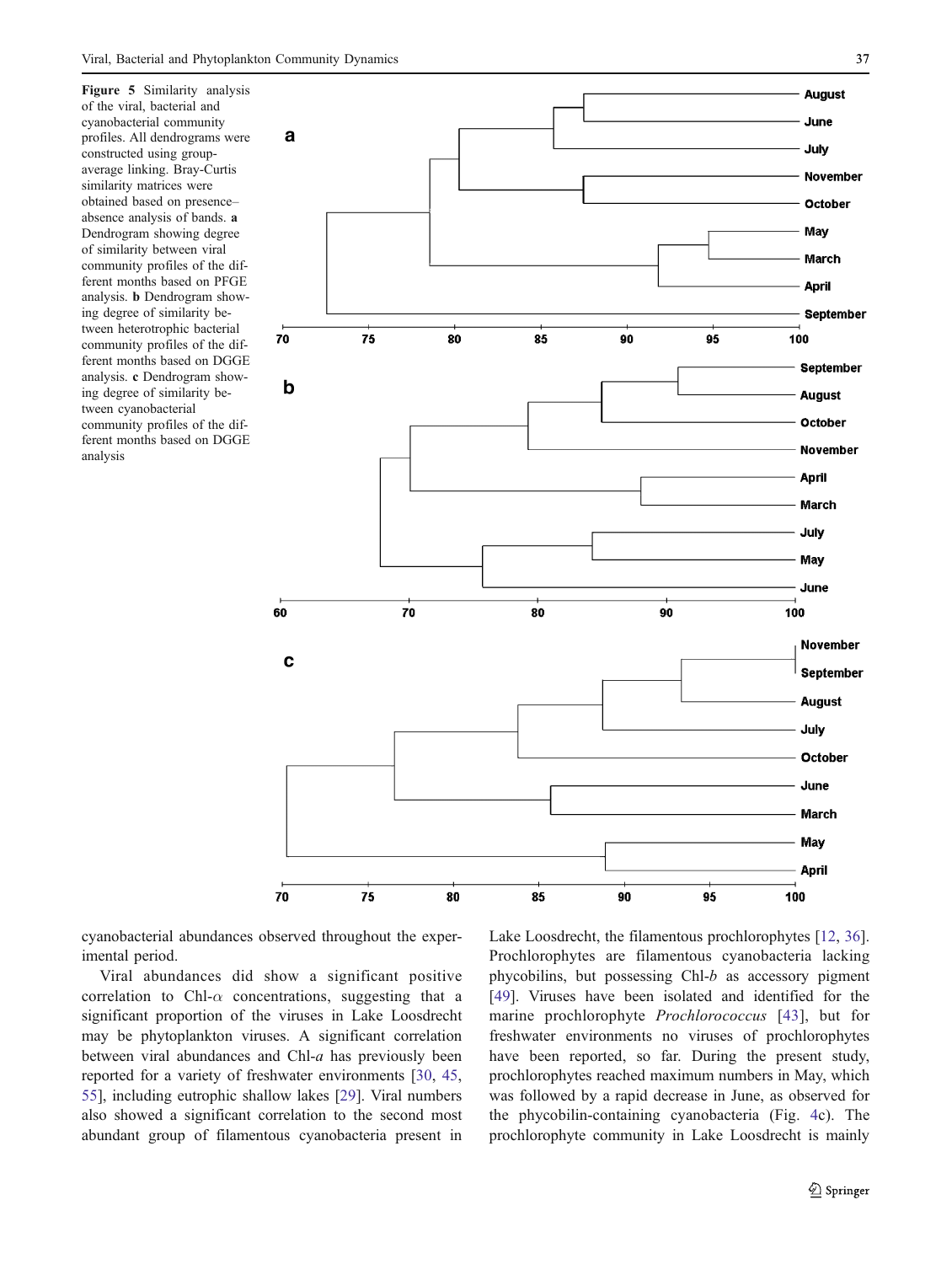**Figure 5** Similarity analysis of the viral, bacterial and cyanobacterial community profiles. All dendrograms were constructed using group-average linking. Bray-Curtis similarity matrices were obtained based on presence–absence analysis of bands. **a** Dendrogram showing degree of similarity between viral community profiles of the different months based on PFGE analysis. **b** Dendrogram showing degree of similarity between heterotrophic bacterial community profiles of the different months based on DGGE analysis. **c** Dendrogram showing degree of similarity between cyanobacterial community profiles of the different months based on DGGE analysis

cyanobacterial abundances observed throughout the experimental period.

Viral abundances did show a significant positive correlation to Chl-$\alpha$ concentrations, suggesting that a significant proportion of the viruses in Lake Loosdrecht may be phytoplankton viruses. A significant correlation between viral abundances and Chl-*a* has previously been reported for a variety of freshwater environments [30, 45, 55], including eutrophic shallow lakes [29]. Viral numbers also showed a significant correlation to the second most abundant group of filamentous cyanobacteria present in Lake Loosdrecht, the filamentous prochlorophytes [12, 36]. Prochlorophytes are filamentous cyanobacteria lacking phycobilins, but possessing Chl-*b* as accessory pigment [49]. Viruses have been isolated and identified for the marine prochlorophyte *Prochlorococcus* [43], but for freshwater environments no viruses of prochlorophytes have been reported, so far. During the present study, prochlorophytes reached maximum numbers in May, which was followed by a rapid decrease in June, as observed for the phycobilin-containing cyanobacteria (Fig. 4c). The prochlorophyte community in Lake Loosdrecht is mainly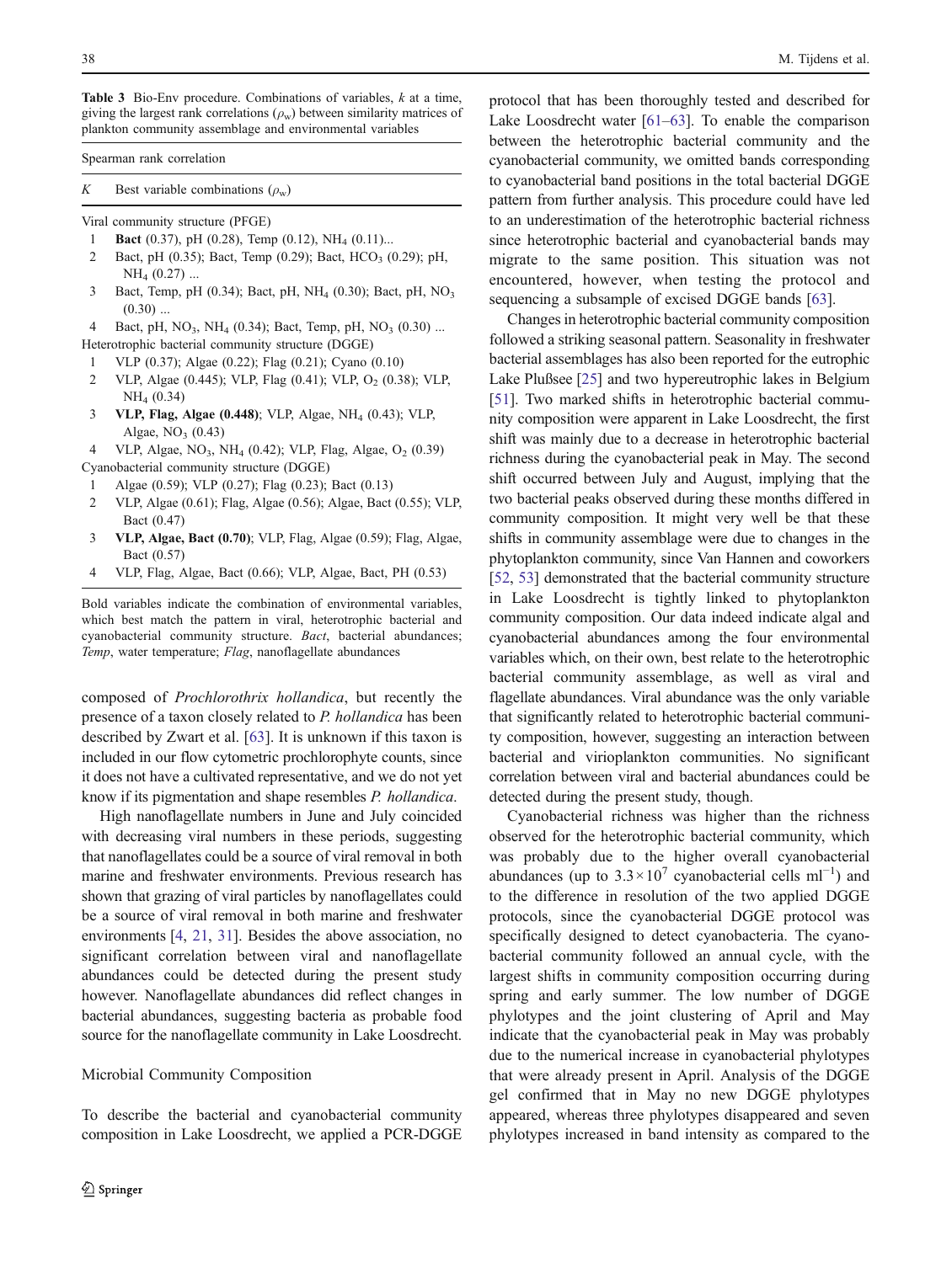**Table 3** Bio-Env procedure. Combinations of variables, *k* at a time, giving the largest rank correlations ($\rho_w$) between similarity matrices of plankton community assemblage and environmental variables

| Spearman rank correlation | |
|---|---|
| *K* | Best variable combinations ($\rho_w$) |
| Viral community structure (PFGE) | |
| 1 | **Bact** (0.37), pH (0.28), Temp (0.12), $NH_4$ (0.11)... |
| 2 | Bact, pH (0.35); Bact, Temp (0.29); Bact, $HCO_3$ (0.29); pH, $NH_4$ (0.27) ... |
| 3 | Bact, Temp, pH (0.34); Bact, pH, $NH_4$ (0.30); Bact, pH, $NO_3$ (0.30) ... |
| 4 | Bact, pH, $NO_3$, $NH_4$ (0.34); Bact, Temp, pH, $NO_3$ (0.30) ... |
| Heterotrophic bacterial community structure (DGGE) | |
| 1 | VLP (0.37); Algae (0.22); Flag (0.21); Cyano (0.10) |
| 2 | VLP, Algae (0.445); VLP, Flag (0.41); VLP, $O_2$ (0.38); VLP, $NH_4$ (0.34) |
| 3 | **VLP, Flag, Algae (0.448)**; VLP, Algae, $NH_4$ (0.43); VLP, Algae, $NO_3$ (0.43) |
| 4 | VLP, Algae, $NO_3$, $NH_4$ (0.42); VLP, Flag, Algae, $O_2$ (0.39) |
| Cyanobacterial community structure (DGGE) | |
| 1 | Algae (0.59); VLP (0.27); Flag (0.23); Bact (0.13) |
| 2 | VLP, Algae (0.61); Flag, Algae (0.56); Algae, Bact (0.55); VLP, Bact (0.47) |
| 3 | **VLP, Algae, Bact (0.70)**; VLP, Flag, Algae (0.59); Flag, Algae, Bact (0.57) |
| 4 | VLP, Flag, Algae, Bact (0.66); VLP, Algae, Bact, PH (0.53) |

Bold variables indicate the combination of environmental variables, which best match the pattern in viral, heterotrophic bacterial and cyanobacterial community structure. *Bact*, bacterial abundances; *Temp*, water temperature; *Flag*, nanoflagellate abundances

composed of *Prochlorothrix hollandica*, but recently the presence of a taxon closely related to *P. hollandica* has been described by Zwart et al. [63]. It is unknown if this taxon is included in our flow cytometric prochlorophyte counts, since it does not have a cultivated representative, and we do not yet know if its pigmentation and shape resembles *P. hollandica*.

High nanoflagellate numbers in June and July coincided with decreasing viral numbers in these periods, suggesting that nanoflagellates could be a source of viral removal in both marine and freshwater environments. Previous research has shown that grazing of viral particles by nanoflagellates could be a source of viral removal in both marine and freshwater environments [4, 21, 31]. Besides the above association, no significant correlation between viral and nanoflagellate abundances could be detected during the present study however. Nanoflagellate abundances did reflect changes in bacterial abundances, suggesting bacteria as probable food source for the nanoflagellate community in Lake Loosdrecht.

## Microbial Community Composition

To describe the bacterial and cyanobacterial community composition in Lake Loosdrecht, we applied a PCR-DGGE protocol that has been thoroughly tested and described for Lake Loosdrecht water [61–63]. To enable the comparison between the heterotrophic bacterial community and the cyanobacterial community, we omitted bands corresponding to cyanobacterial band positions in the total bacterial DGGE pattern from further analysis. This procedure could have led to an underestimation of the heterotrophic bacterial richness since heterotrophic bacterial and cyanobacterial bands may migrate to the same position. This situation was not encountered, however, when testing the protocol and sequencing a subsample of excised DGGE bands [63].

Changes in heterotrophic bacterial community composition followed a striking seasonal pattern. Seasonality in freshwater bacterial assemblages has also been reported for the eutrophic Lake Plußsee [25] and two hypereutrophic lakes in Belgium [51]. Two marked shifts in heterotrophic bacterial community composition were apparent in Lake Loosdrecht, the first shift was mainly due to a decrease in heterotrophic bacterial richness during the cyanobacterial peak in May. The second shift occurred between July and August, implying that the two bacterial peaks observed during these months differed in community composition. It might very well be that these shifts in community assemblage were due to changes in the phytoplankton community, since Van Hannen and coworkers [52, 53] demonstrated that the bacterial community structure in Lake Loosdrecht is tightly linked to phytoplankton community composition. Our data indeed indicate algal and cyanobacterial abundances among the four environmental variables which, on their own, best relate to the heterotrophic bacterial community assemblage, as well as viral and flagellate abundances. Viral abundance was the only variable that significantly related to heterotrophic bacterial community composition, however, suggesting an interaction between bacterial and virioplankton communities. No significant correlation between viral and bacterial abundances could be detected during the present study, though.

Cyanobacterial richness was higher than the richness observed for the heterotrophic bacterial community, which was probably due to the higher overall cyanobacterial abundances (up to $3.3\times10^{7}$ cyanobacterial cells $ml^{-1}$) and to the difference in resolution of the two applied DGGE protocols, since the cyanobacterial DGGE protocol was specifically designed to detect cyanobacteria. The cyanobacterial community followed an annual cycle, with the largest shifts in community composition occurring during spring and early summer. The low number of DGGE phylotypes and the joint clustering of April and May indicate that the cyanobacterial peak in May was probably due to the numerical increase in cyanobacterial phylotypes that were already present in April. Analysis of the DGGE gel confirmed that in May no new DGGE phylotypes appeared, whereas three phylotypes disappeared and seven phylotypes increased in band intensity as compared to the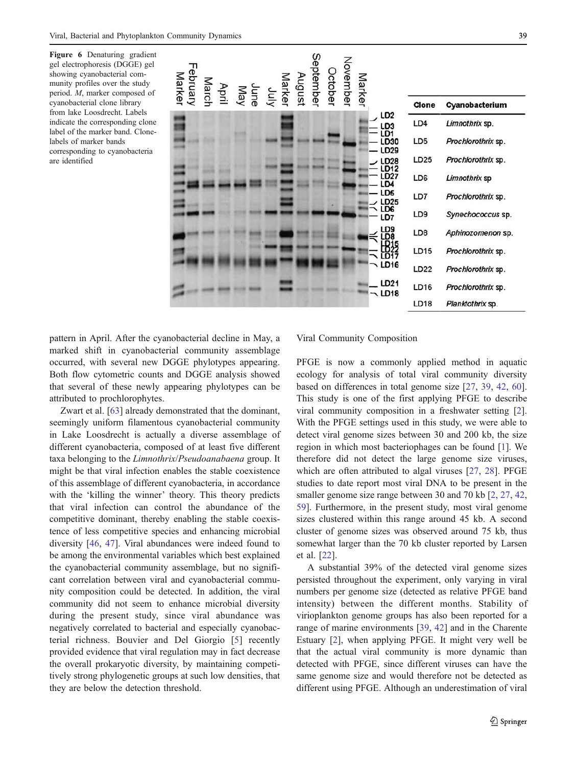**Figure 6** Denaturing gradient gel electrophoresis (DGGE) gel showing cyanobacterial community profiles over the study period. *M*, marker composed of cyanobacterial clone library from lake Loosdrecht. Labels indicate the corresponding clone label of the marker band. Clone-labels of marker bands corresponding to cyanobacteria are identified

| Clone | Cyanobacterium |
|---|---|
| LD4 | *Limnothrix* sp. |
| LD5 | *Prochlorothrix* sp. |
| LD25 | *Prochlorothrix* sp. |
| LD6 | *Limnothrix* sp |
| LD7 | *Prochlorothrix* sp. |
| LD9 | *Synechococcus* sp. |
| LD8 | *Aphinozomenon* sp. |
| LD15 | *Prochlorothrix* sp. |
| LD22 | *Prochlorothrix* sp. |
| LD16 | *Prochlorothrix* sp. |
| LD18 | *Planktothrix* sp. |

pattern in April. After the cyanobacterial decline in May, a marked shift in cyanobacterial community assemblage occurred, with several new DGGE phylotypes appearing. Both flow cytometric counts and DGGE analysis showed that several of these newly appearing phylotypes can be attributed to prochlorophytes.

Zwart et al. [63] already demonstrated that the dominant, seemingly uniform filamentous cyanobacterial community in Lake Loosdrecht is actually a diverse assemblage of different cyanobacteria, composed of at least five different taxa belonging to the *Limnothrix*/*Pseudoanabaena* group. It might be that viral infection enables the stable coexistence of this assemblage of different cyanobacteria, in accordance with the 'killing the winner' theory. This theory predicts that viral infection can control the abundance of the competitive dominant, thereby enabling the stable coexistence of less competitive species and enhancing microbial diversity [46, 47]. Viral abundances were indeed found to be among the environmental variables which best explained the cyanobacterial community assemblage, but no significant correlation between viral and cyanobacterial community composition could be detected. In addition, the viral community did not seem to enhance microbial diversity during the present study, since viral abundance was negatively correlated to bacterial and especially cyanobacterial richness. Bouvier and Del Giorgio [5] recently provided evidence that viral regulation may in fact decrease the overall prokaryotic diversity, by maintaining competitively strong phylogenetic groups at such low densities, that they are below the detection threshold.

Viral Community Composition

PFGE is now a commonly applied method in aquatic ecology for analysis of total viral community diversity based on differences in total genome size [27, 39, 42, 60]. This study is one of the first applying PFGE to describe viral community composition in a freshwater setting [2]. With the PFGE settings used in this study, we were able to detect viral genome sizes between 30 and 200 kb, the size region in which most bacteriophages can be found [1]. We therefore did not detect the large genome size viruses, which are often attributed to algal viruses [27, 28]. PFGE studies to date report most viral DNA to be present in the smaller genome size range between 30 and 70 kb [2, 27, 42, 59]. Furthermore, in the present study, most viral genome sizes clustered within this range around 45 kb. A second cluster of genome sizes was observed around 75 kb, thus somewhat larger than the 70 kb cluster reported by Larsen et al. [22].

A substantial 39% of the detected viral genome sizes persisted throughout the experiment, only varying in viral numbers per genome size (detected as relative PFGE band intensity) between the different months. Stability of virioplankton genome groups has also been reported for a range of marine environments [39, 42] and in the Charente Estuary [2], when applying PFGE. It might very well be that the actual viral community is more dynamic than detected with PFGE, since different viruses can have the same genome size and would therefore not be detected as different using PFGE. Although an underestimation of viral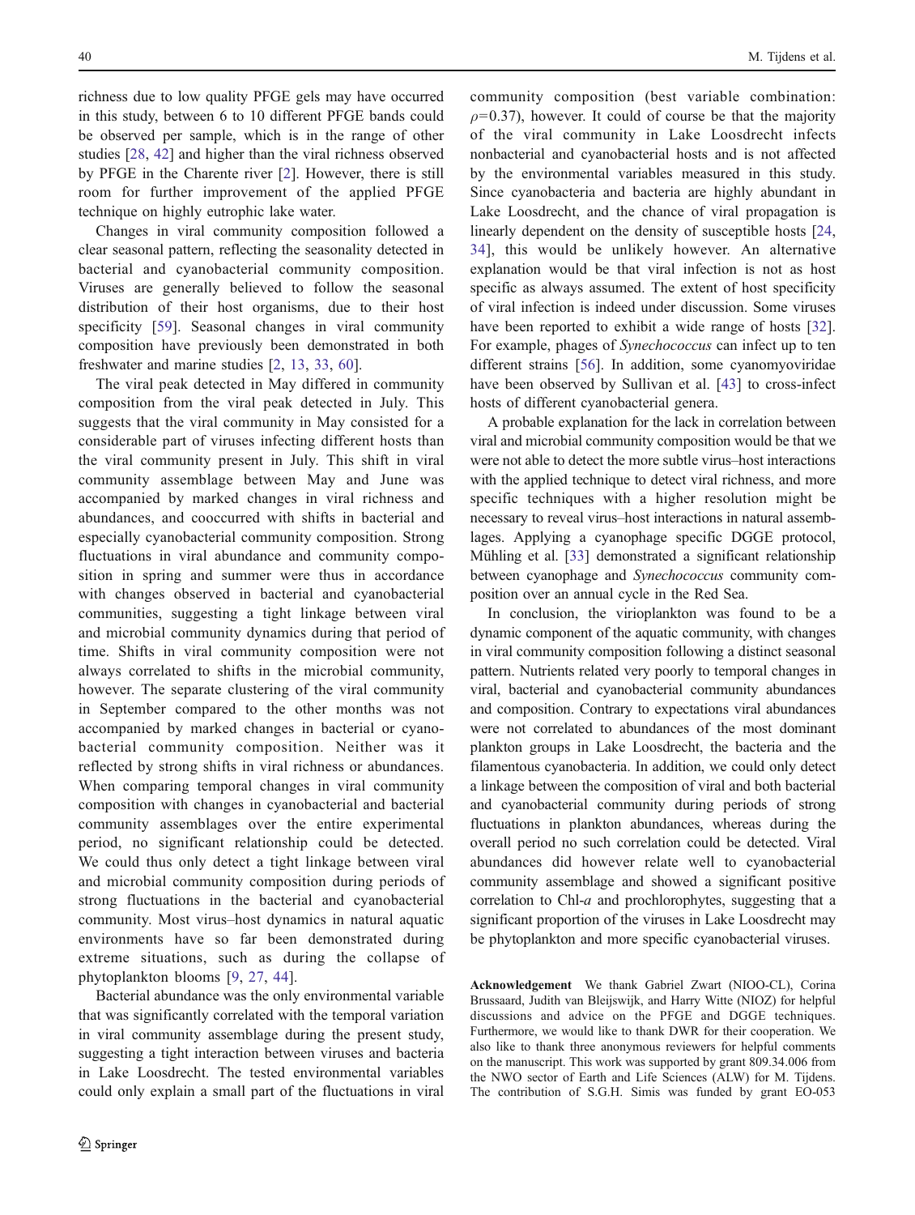richness due to low quality PFGE gels may have occurred in this study, between 6 to 10 different PFGE bands could be observed per sample, which is in the range of other studies [28, 42] and higher than the viral richness observed by PFGE in the Charente river [2]. However, there is still room for further improvement of the applied PFGE technique on highly eutrophic lake water.

Changes in viral community composition followed a clear seasonal pattern, reflecting the seasonality detected in bacterial and cyanobacterial community composition. Viruses are generally believed to follow the seasonal distribution of their host organisms, due to their host specificity [59]. Seasonal changes in viral community composition have previously been demonstrated in both freshwater and marine studies [2, 13, 33, 60].

The viral peak detected in May differed in community composition from the viral peak detected in July. This suggests that the viral community in May consisted for a considerable part of viruses infecting different hosts than the viral community present in July. This shift in viral community assemblage between May and June was accompanied by marked changes in viral richness and abundances, and cooccurred with shifts in bacterial and especially cyanobacterial community composition. Strong fluctuations in viral abundance and community composition in spring and summer were thus in accordance with changes observed in bacterial and cyanobacterial communities, suggesting a tight linkage between viral and microbial community dynamics during that period of time. Shifts in viral community composition were not always correlated to shifts in the microbial community, however. The separate clustering of the viral community in September compared to the other months was not accompanied by marked changes in bacterial or cyanobacterial community composition. Neither was it reflected by strong shifts in viral richness or abundances. When comparing temporal changes in viral community composition with changes in cyanobacterial and bacterial community assemblages over the entire experimental period, no significant relationship could be detected. We could thus only detect a tight linkage between viral and microbial community composition during periods of strong fluctuations in the bacterial and cyanobacterial community. Most virus–host dynamics in natural aquatic environments have so far been demonstrated during extreme situations, such as during the collapse of phytoplankton blooms [9, 27, 44].

Bacterial abundance was the only environmental variable that was significantly correlated with the temporal variation in viral community assemblage during the present study, suggesting a tight interaction between viruses and bacteria in Lake Loosdrecht. The tested environmental variables could only explain a small part of the fluctuations in viral community composition (best variable combination: $\rho=0.37$), however. It could of course be that the majority of the viral community in Lake Loosdrecht infects nonbacterial and cyanobacterial hosts and is not affected by the environmental variables measured in this study. Since cyanobacteria and bacteria are highly abundant in Lake Loosdrecht, and the chance of viral propagation is linearly dependent on the density of susceptible hosts [24, 34], this would be unlikely however. An alternative explanation would be that viral infection is not as host specific as always assumed. The extent of host specificity of viral infection is indeed under discussion. Some viruses have been reported to exhibit a wide range of hosts [32]. For example, phages of *Synechococcus* can infect up to ten different strains [56]. In addition, some cyanomyoviridae have been observed by Sullivan et al. [43] to cross-infect hosts of different cyanobacterial genera.

A probable explanation for the lack in correlation between viral and microbial community composition would be that we were not able to detect the more subtle virus–host interactions with the applied technique to detect viral richness, and more specific techniques with a higher resolution might be necessary to reveal virus–host interactions in natural assemblages. Applying a cyanophage specific DGGE protocol, Mühling et al. [33] demonstrated a significant relationship between cyanophage and *Synechococcus* community composition over an annual cycle in the Red Sea.

In conclusion, the virioplankton was found to be a dynamic component of the aquatic community, with changes in viral community composition following a distinct seasonal pattern. Nutrients related very poorly to temporal changes in viral, bacterial and cyanobacterial community abundances and composition. Contrary to expectations viral abundances were not correlated to abundances of the most dominant plankton groups in Lake Loosdrecht, the bacteria and the filamentous cyanobacteria. In addition, we could only detect a linkage between the composition of viral and both bacterial and cyanobacterial community during periods of strong fluctuations in plankton abundances, whereas during the overall period no such correlation could be detected. Viral abundances did however relate well to cyanobacterial community assemblage and showed a significant positive correlation to Chl-*a* and prochlorophytes, suggesting that a significant proportion of the viruses in Lake Loosdrecht may be phytoplankton and more specific cyanobacterial viruses.

**Acknowledgement** We thank Gabriel Zwart (NIOO-CL), Corina Brussaard, Judith van Bleijswijk, and Harry Witte (NIOZ) for helpful discussions and advice on the PFGE and DGGE techniques. Furthermore, we would like to thank DWR for their cooperation. We also like to thank three anonymous reviewers for helpful comments on the manuscript. This work was supported by grant 809.34.006 from the NWO sector of Earth and Life Sciences (ALW) for M. Tijdens. The contribution of S.G.H. Simis was funded by grant EO-053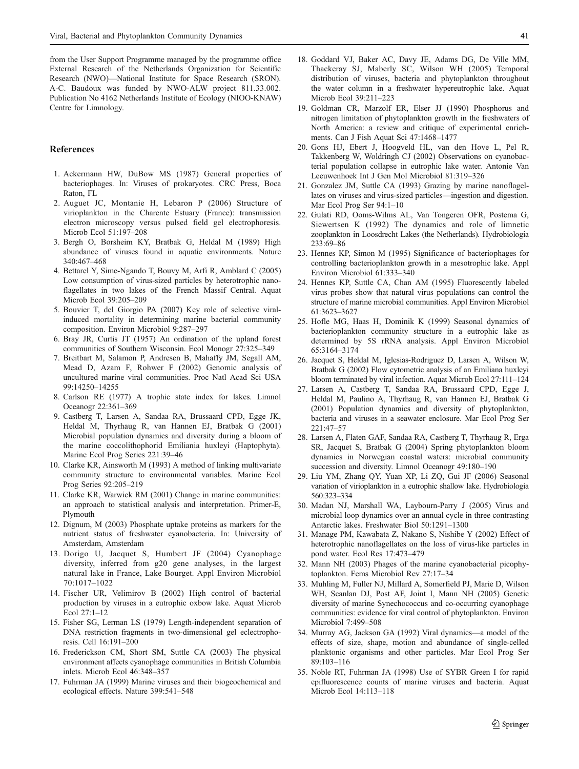from the User Support Programme managed by the programme office External Research of the Netherlands Organization for Scientific Research (NWO)—National Institute for Space Research (SRON). A-C. Baudoux was funded by NWO-ALW project 811.33.002. Publication No 4162 Netherlands Institute of Ecology (NIOO-KNAW) Centre for Limnology.

## References

1. Ackermann HW, DuBow MS (1987) General properties of bacteriophages. In: Viruses of prokaryotes. CRC Press, Boca Raton, FL
2. Auguet JC, Montanie H, Lebaron P (2006) Structure of virioplankton in the Charente Estuary (France): transmission electron microscopy versus pulsed field gel electrophoresis. Microb Ecol 51:197–208
3. Bergh O, Borsheim KY, Bratbak G, Heldal M (1989) High abundance of viruses found in aquatic environments. Nature 340:467–468
4. Bettarel Y, Sime-Ngando T, Bouvy M, Arfi R, Amblard C (2005) Low consumption of virus-sized particles by heterotrophic nanoflagellates in two lakes of the French Massif Central. Aquat Microb Ecol 39:205–209
5. Bouvier T, del Giorgio PA (2007) Key role of selective viral-induced mortality in determining marine bacterial community composition. Environ Microbiol 9:287–297
6. Bray JR, Curtis JT (1957) An ordination of the upland forest communities of Southern Wisconsin. Ecol Monogr 27:325–349
7. Breitbart M, Salamon P, Andresen B, Mahaffy JM, Segall AM, Mead D, Azam F, Rohwer F (2002) Genomic analysis of uncultured marine viral communities. Proc Natl Acad Sci USA 99:14250–14255
8. Carlson RE (1977) A trophic state index for lakes. Limnol Oceanogr 22:361–369
9. Castberg T, Larsen A, Sandaa RA, Brussaard CPD, Egge JK, Heldal M, Thyrhaug R, van Hannen EJ, Bratbak G (2001) Microbial population dynamics and diversity during a bloom of the marine coccolithophorid Emiliania huxleyi (Haptophyta). Marine Ecol Prog Series 221:39–46
10. Clarke KR, Ainsworth M (1993) A method of linking multivariate community structure to environmental variables. Marine Ecol Prog Series 92:205–219
11. Clarke KR, Warwick RM (2001) Change in marine communities: an approach to statistical analysis and interpretation. Primer-E, Plymouth
12. Dignum, M (2003) Phosphate uptake proteins as markers for the nutrient status of freshwater cyanobacteria. In: University of Amsterdam, Amsterdam
13. Dorigo U, Jacquet S, Humbert JF (2004) Cyanophage diversity, inferred from g20 gene analyses, in the largest natural lake in France, Lake Bourget. Appl Environ Microbiol 70:1017–1022
14. Fischer UR, Velimirov B (2002) High control of bacterial production by viruses in a eutrophic oxbow lake. Aquat Microb Ecol 27:1–12
15. Fisher SG, Lerman LS (1979) Length-independent separation of DNA restriction fragments in two-dimensional gel eclectrophoresis. Cell 16:191–200
16. Frederickson CM, Short SM, Suttle CA (2003) The physical environment affects cyanophage communities in British Columbia inlets. Microb Ecol 46:348–357
17. Fuhrman JA (1999) Marine viruses and their biogeochemical and ecological effects. Nature 399:541–548
18. Goddard VJ, Baker AC, Davy JE, Adams DG, De Ville MM, Thackeray SJ, Maberly SC, Wilson WH (2005) Temporal distribution of viruses, bacteria and phytoplankton throughout the water column in a freshwater hypereutrophic lake. Aquat Microb Ecol 39:211–223
19. Goldman CR, Marzolf ER, Elser JJ (1990) Phosphorus and nitrogen limitation of phytoplankton growth in the freshwaters of North America: a review and critique of experimental enrichments. Can J Fish Aquat Sci 47:1468–1477
20. Gons HJ, Ebert J, Hoogveld HL, van den Hove L, Pel R, Takkenberg W, Woldringh CJ (2002) Observations on cyanobacterial population collapse in eutrophic lake water. Antonie Van Leeuwenhoek Int J Gen Mol Microbiol 81:319–326
21. Gonzalez JM, Suttle CA (1993) Grazing by marine nanoflagellates on viruses and virus-sized particles—ingestion and digestion. Mar Ecol Prog Ser 94:1–10
22. Gulati RD, Ooms-Wilms AL, Van Tongeren OFR, Postema G, Siewertsen K (1992) The dynamics and role of limnetic zooplankton in Loosdrecht Lakes (the Netherlands). Hydrobiologia 233:69–86
23. Hennes KP, Simon M (1995) Significance of bacteriophages for controlling bacterioplankton growth in a mesotrophic lake. Appl Environ Microbiol 61:333–340
24. Hennes KP, Suttle CA, Chan AM (1995) Fluorescently labeled virus probes show that natural virus populations can control the structure of marine microbial communities. Appl Environ Microbiol 61:3623–3627
25. Hofle MG, Haas H, Dominik K (1999) Seasonal dynamics of bacterioplankton community structure in a eutrophic lake as determined by 5S rRNA analysis. Appl Environ Microbiol 65:3164–3174
26. Jacquet S, Heldal M, Iglesias-Rodriguez D, Larsen A, Wilson W, Bratbak G (2002) Flow cytometric analysis of an Emiliana huxleyi bloom terminated by viral infection. Aquat Microb Ecol 27:111–124
27. Larsen A, Castberg T, Sandaa RA, Brussaard CPD, Egge J, Heldal M, Paulino A, Thyrhaug R, van Hannen EJ, Bratbak G (2001) Population dynamics and diversity of phytoplankton, bacteria and viruses in a seawater enclosure. Mar Ecol Prog Ser 221:47–57
28. Larsen A, Flaten GAF, Sandaa RA, Castberg T, Thyrhaug R, Erga SR, Jacquet S, Bratbak G (2004) Spring phytoplankton bloom dynamics in Norwegian coastal waters: microbial community succession and diversity. Limnol Oceanogr 49:180–190
29. Liu YM, Zhang QY, Yuan XP, Li ZQ, Gui JF (2006) Seasonal variation of virioplankton in a eutrophic shallow lake. Hydrobiologia 560:323–334
30. Madan NJ, Marshall WA, Laybourn-Parry J (2005) Virus and microbial loop dynamics over an annual cycle in three contrasting Antarctic lakes. Freshwater Biol 50:1291–1300
31. Manage PM, Kawabata Z, Nakano S, Nishibe Y (2002) Effect of heterotrophic nanoflagellates on the loss of virus-like particles in pond water. Ecol Res 17:473–479
32. Mann NH (2003) Phages of the marine cyanobacterial picophytoplankton. Fems Microbiol Rev 27:17–34
33. Muhling M, Fuller NJ, Millard A, Somerfield PJ, Marie D, Wilson WH, Scanlan DJ, Post AF, Joint I, Mann NH (2005) Genetic diversity of marine Synechococcus and co-occurring cyanophage communities: evidence for viral control of phytoplankton. Environ Microbiol 7:499–508
34. Murray AG, Jackson GA (1992) Viral dynamics—a model of the effects of size, shape, motion and abundance of single-celled planktonic organisms and other particles. Mar Ecol Prog Ser 89:103–116
35. Noble RT, Fuhrman JA (1998) Use of SYBR Green I for rapid epifluorescence counts of marine viruses and bacteria. Aquat Microb Ecol 14:113–118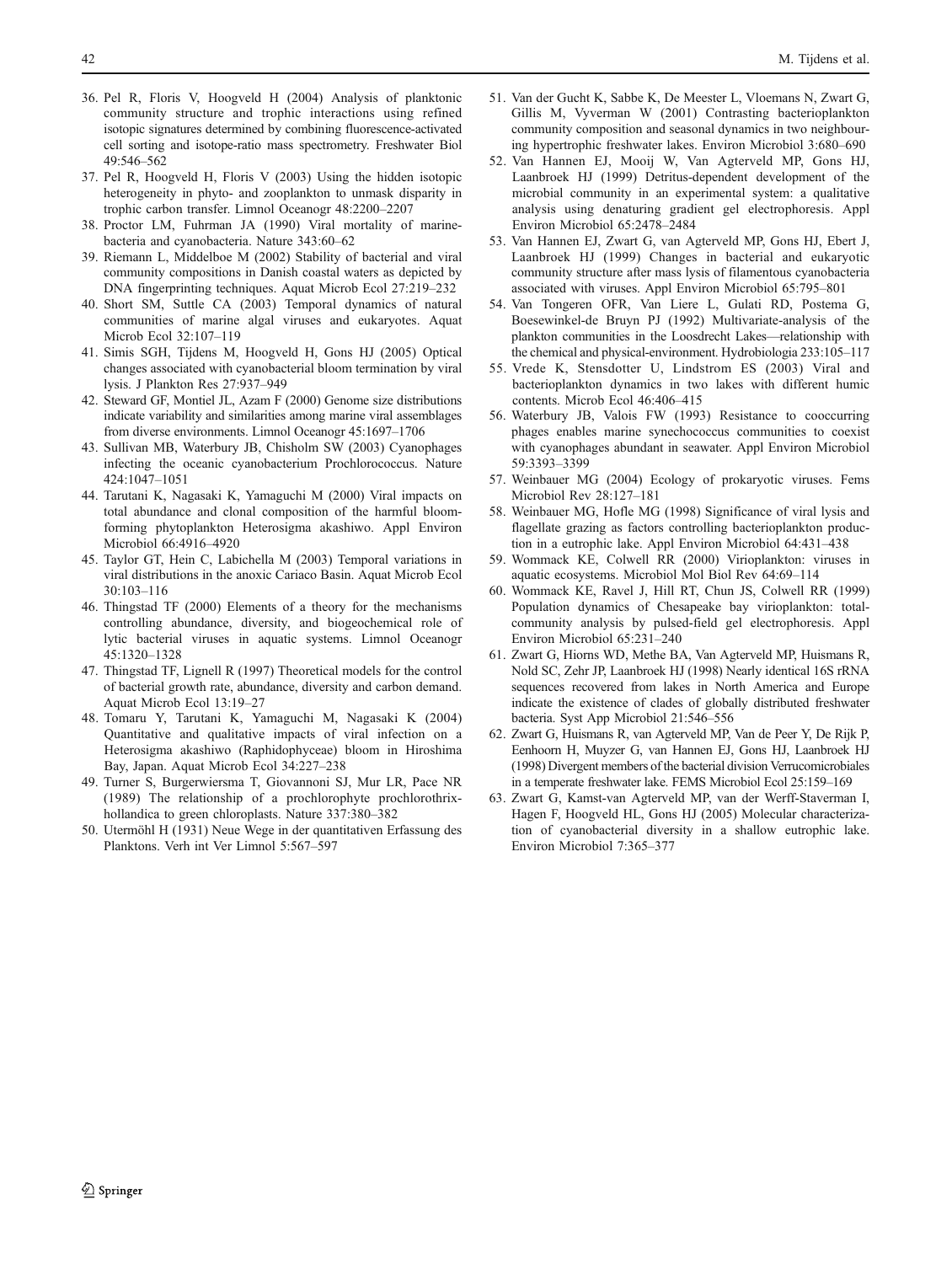36. Pel R, Floris V, Hoogveld H (2004) Analysis of planktonic community structure and trophic interactions using refined isotopic signatures determined by combining fluorescence-activated cell sorting and isotope-ratio mass spectrometry. Freshwater Biol 49:546–562
37. Pel R, Hoogveld H, Floris V (2003) Using the hidden isotopic heterogeneity in phyto- and zooplankton to unmask disparity in trophic carbon transfer. Limnol Oceanogr 48:2200–2207
38. Proctor LM, Fuhrman JA (1990) Viral mortality of marinebacteria and cyanobacteria. Nature 343:60–62
39. Riemann L, Middelboe M (2002) Stability of bacterial and viral community compositions in Danish coastal waters as depicted by DNA fingerprinting techniques. Aquat Microb Ecol 27:219–232
40. Short SM, Suttle CA (2003) Temporal dynamics of natural communities of marine algal viruses and eukaryotes. Aquat Microb Ecol 32:107–119
41. Simis SGH, Tijdens M, Hoogveld H, Gons HJ (2005) Optical changes associated with cyanobacterial bloom termination by viral lysis. J Plankton Res 27:937–949
42. Steward GF, Montiel JL, Azam F (2000) Genome size distributions indicate variability and similarities among marine viral assemblages from diverse environments. Limnol Oceanogr 45:1697–1706
43. Sullivan MB, Waterbury JB, Chisholm SW (2003) Cyanophages infecting the oceanic cyanobacterium Prochlorococcus. Nature 424:1047–1051
44. Tarutani K, Nagasaki K, Yamaguchi M (2000) Viral impacts on total abundance and clonal composition of the harmful bloom-forming phytoplankton Heterosigma akashiwo. Appl Environ Microbiol 66:4916–4920
45. Taylor GT, Hein C, Labichella M (2003) Temporal variations in viral distributions in the anoxic Cariaco Basin. Aquat Microb Ecol 30:103–116
46. Thingstad TF (2000) Elements of a theory for the mechanisms controlling abundance, diversity, and biogeochemical role of lytic bacterial viruses in aquatic systems. Limnol Oceanogr 45:1320–1328
47. Thingstad TF, Lignell R (1997) Theoretical models for the control of bacterial growth rate, abundance, diversity and carbon demand. Aquat Microb Ecol 13:19–27
48. Tomaru Y, Tarutani K, Yamaguchi M, Nagasaki K (2004) Quantitative and qualitative impacts of viral infection on a Heterosigma akashiwo (Raphidophyceae) bloom in Hiroshima Bay, Japan. Aquat Microb Ecol 34:227–238
49. Turner S, Burgerwiersma T, Giovannoni SJ, Mur LR, Pace NR (1989) The relationship of a prochlorophyte prochlorothrix-hollandica to green chloroplasts. Nature 337:380–382
50. Utermöhl H (1931) Neue Wege in der quantitativen Erfassung des Planktons. Verh int Ver Limnol 5:567–597
51. Van der Gucht K, Sabbe K, De Meester L, Vloemans N, Zwart G, Gillis M, Vyverman W (2001) Contrasting bacterioplankton community composition and seasonal dynamics in two neighbouring hypertrophic freshwater lakes. Environ Microbiol 3:680–690
52. Van Hannen EJ, Mooij W, Van Agterveld MP, Gons HJ, Laanbroek HJ (1999) Detritus-dependent development of the microbial community in an experimental system: a qualitative analysis using denaturing gradient gel electrophoresis. Appl Environ Microbiol 65:2478–2484
53. Van Hannen EJ, Zwart G, van Agterveld MP, Gons HJ, Ebert J, Laanbroek HJ (1999) Changes in bacterial and eukaryotic community structure after mass lysis of filamentous cyanobacteria associated with viruses. Appl Environ Microbiol 65:795–801
54. Van Tongeren OFR, Van Liere L, Gulati RD, Postema G, Boesewinkel-de Bruyn PJ (1992) Multivariate-analysis of the plankton communities in the Loosdrecht Lakes—relationship with the chemical and physical-environment. Hydrobiologia 233:105–117
55. Vrede K, Stensdotter U, Lindstrom ES (2003) Viral and bacterioplankton dynamics in two lakes with different humic contents. Microb Ecol 46:406–415
56. Waterbury JB, Valois FW (1993) Resistance to cooccurring phages enables marine synechococcus communities to coexist with cyanophages abundant in seawater. Appl Environ Microbiol 59:3393–3399
57. Weinbauer MG (2004) Ecology of prokaryotic viruses. Fems Microbiol Rev 28:127–181
58. Weinbauer MG, Hofle MG (1998) Significance of viral lysis and flagellate grazing as factors controlling bacterioplankton production in a eutrophic lake. Appl Environ Microbiol 64:431–438
59. Wommack KE, Colwell RR (2000) Virioplankton: viruses in aquatic ecosystems. Microbiol Mol Biol Rev 64:69–114
60. Wommack KE, Ravel J, Hill RT, Chun JS, Colwell RR (1999) Population dynamics of Chesapeake bay virioplankton: total-community analysis by pulsed-field gel electrophoresis. Appl Environ Microbiol 65:231–240
61. Zwart G, Hiorns WD, Methe BA, Van Agterveld MP, Huismans R, Nold SC, Zehr JP, Laanbroek HJ (1998) Nearly identical 16S rRNA sequences recovered from lakes in North America and Europe indicate the existence of clades of globally distributed freshwater bacteria. Syst App Microbiol 21:546–556
62. Zwart G, Huismans R, van Agterveld MP, Van de Peer Y, De Rijk P, Eenhoorn H, Muyzer G, van Hannen EJ, Gons HJ, Laanbroek HJ (1998) Divergent members of the bacterial division Verrucomicrobiales in a temperate freshwater lake. FEMS Microbiol Ecol 25:159–169
63. Zwart G, Kamst-van Agterveld MP, van der Werff-Staverman I, Hagen F, Hoogveld HL, Gons HJ (2005) Molecular characterization of cyanobacterial diversity in a shallow eutrophic lake. Environ Microbiol 7:365–377